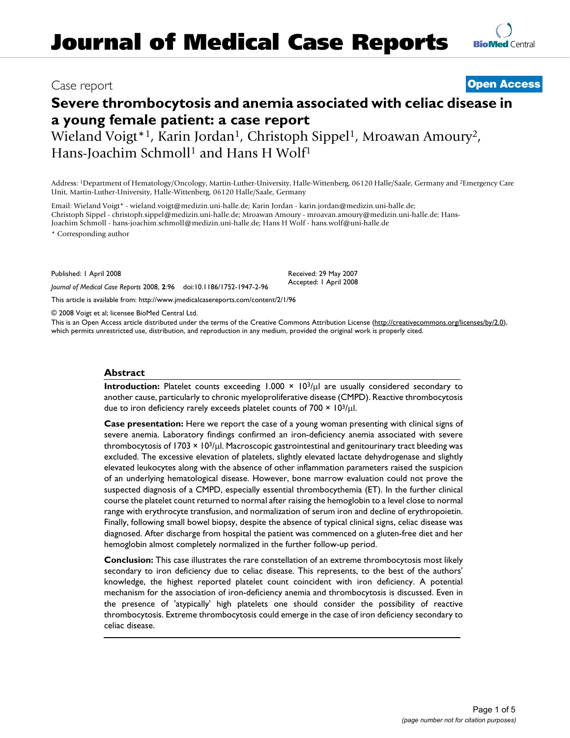# Journal of Medical Case Reports

Case report **Open Access**

# Severe thrombocytosis and anemia associated with celiac disease in a young female patient: a case report

Wieland Voigt*[1], Karin Jordan[1], Christoph Sippel[1], Mroawan Amoury[2], Hans-Joachim Schmoll[1] and Hans H Wolf[1]

Address: [1]Department of Hematology/Oncology, Martin-Luther-University, Halle-Wittenberg, 06120 Halle/Saale, Germany and [2]Emergency Care Unit, Martin-Luther-University, Halle-Wittenberg, 06120 Halle/Saale, Germany

Email: Wieland Voigt* - wieland.voigt@medizin.uni-halle.de; Karin Jordan - karin.jordan@medizin.uni-halle.de; Christoph Sippel - christoph.sippel@medizin.uni-halle.de; Mroawan Amoury - mroavan.amoury@medizin.uni-halle.de; Hans-Joachim Schmoll - hans-joachim.schmoll@medizin.uni-halle.de; Hans H Wolf - hans.wolf@uni-halle.de

\* Corresponding author

Published: 1 April 2008

*Journal of Medical Case Reports* 2008, **2**:96 doi:10.1186/1752-1947-2-96

Received: 29 May 2007
Accepted: 1 April 2008

This article is available from: http://www.jmedicalcasereports.com/content/2/1/96

© 2008 Voigt et al; licensee BioMed Central Ltd.

This is an Open Access article distributed under the terms of the Creative Commons Attribution License (http://creativecommons.org/licenses/by/2.0), which permits unrestricted use, distribution, and reproduction in any medium, provided the original work is properly cited.

## Abstract

**Introduction:** Platelet counts exceeding 1.000 × $10^3$/μl are usually considered secondary to another cause, particularly to chronic myeloproliferative disease (CMPD). Reactive thrombocytosis due to iron deficiency rarely exceeds platelet counts of 700 × $10^3$/μl.

**Case presentation:** Here we report the case of a young woman presenting with clinical signs of severe anemia. Laboratory findings confirmed an iron-deficiency anemia associated with severe thrombocytosis of 1703 × $10^3$/μl. Macroscopic gastrointestinal and genitourinary tract bleeding was excluded. The excessive elevation of platelets, slightly elevated lactate dehydrogenase and slightly elevated leukocytes along with the absence of other inflammation parameters raised the suspicion of an underlying hematological disease. However, bone marrow evaluation could not prove the suspected diagnosis of a CMPD, especially essential thrombocythemia (ET). In the further clinical course the platelet count returned to normal after raising the hemoglobin to a level close to normal range with erythrocyte transfusion, and normalization of serum iron and decline of erythropoietin. Finally, following small bowel biopsy, despite the absence of typical clinical signs, celiac disease was diagnosed. After discharge from hospital the patient was commenced on a gluten-free diet and her hemoglobin almost completely normalized in the further follow-up period.

**Conclusion:** This case illustrates the rare constellation of an extreme thrombocytosis most likely secondary to iron deficiency due to celiac disease. This represents, to the best of the authors' knowledge, the highest reported platelet count coincident with iron deficiency. A potential mechanism for the association of iron-deficiency anemia and thrombocytosis is discussed. Even in the presence of 'atypically' high platelets one should consider the possibility of reactive thrombocytosis. Extreme thrombocytosis could emerge in the case of iron deficiency secondary to celiac disease.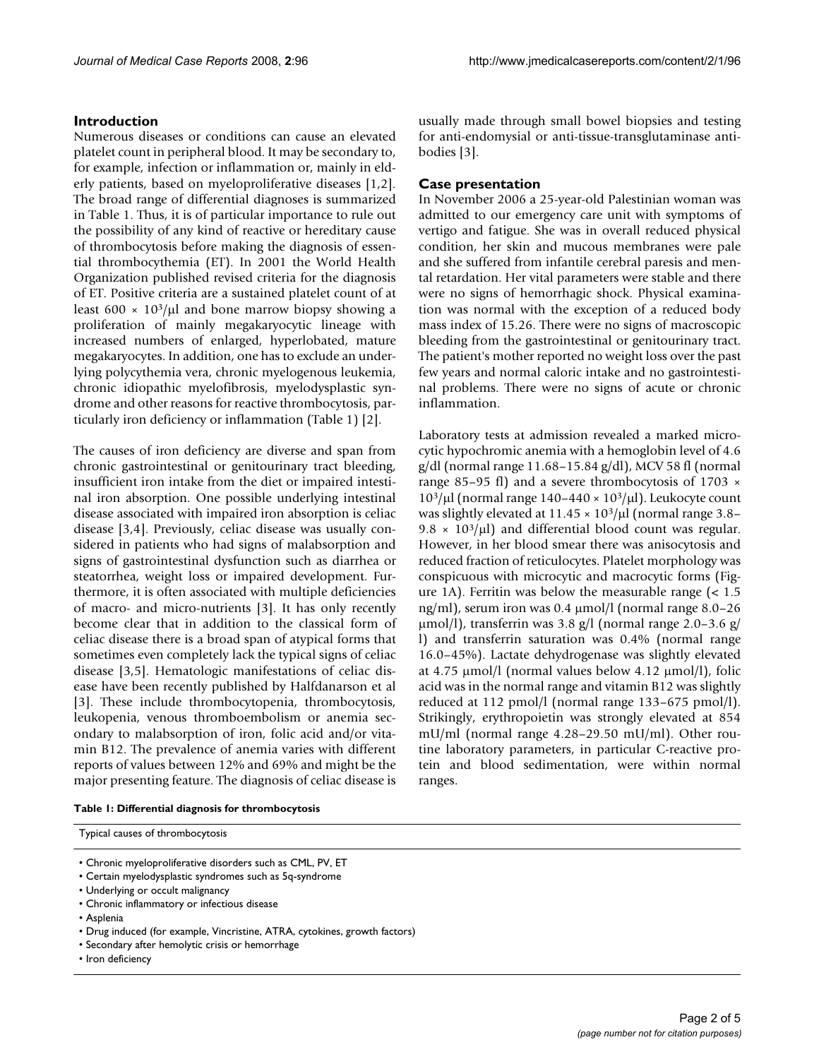## Introduction

Numerous diseases or conditions can cause an elevated platelet count in peripheral blood. It may be secondary to, for example, infection or inflammation or, mainly in elderly patients, based on myeloproliferative diseases [1,2]. The broad range of differential diagnoses is summarized in Table 1. Thus, it is of particular importance to rule out the possibility of any kind of reactive or hereditary cause of thrombocytosis before making the diagnosis of essential thrombocythemia (ET). In 2001 the World Health Organization published revised criteria for the diagnosis of ET. Positive criteria are a sustained platelet count of at least $600 \times 10^3/\mu l$ and bone marrow biopsy showing a proliferation of mainly megakaryocytic lineage with increased numbers of enlarged, hyperlobated, mature megakaryocytes. In addition, one has to exclude an underlying polycythemia vera, chronic myelogenous leukemia, chronic idiopathic myelofibrosis, myelodysplastic syndrome and other reasons for reactive thrombocytosis, particularly iron deficiency or inflammation (Table 1) [2].

The causes of iron deficiency are diverse and span from chronic gastrointestinal or genitourinary tract bleeding, insufficient iron intake from the diet or impaired intestinal iron absorption. One possible underlying intestinal disease associated with impaired iron absorption is celiac disease [3,4]. Previously, celiac disease was usually considered in patients who had signs of malabsorption and signs of gastrointestinal dysfunction such as diarrhea or steatorrhea, weight loss or impaired development. Furthermore, it is often associated with multiple deficiencies of macro- and micro-nutrients [3]. It has only recently become clear that in addition to the classical form of celiac disease there is a broad span of atypical forms that sometimes even completely lack the typical signs of celiac disease [3,5]. Hematologic manifestations of celiac disease have been recently published by Halfdanarson et al [3]. These include thrombocytopenia, thrombocytosis, leukopenia, venous thromboembolism or anemia secondary to malabsorption of iron, folic acid and/or vitamin B12. The prevalence of anemia varies with different reports of values between 12% and 69% and might be the major presenting feature. The diagnosis of celiac disease is usually made through small bowel biopsies and testing for anti-endomysial or anti-tissue-transglutaminase antibodies [3].

## Case presentation

In November 2006 a 25-year-old Palestinian woman was admitted to our emergency care unit with symptoms of vertigo and fatigue. She was in overall reduced physical condition, her skin and mucous membranes were pale and she suffered from infantile cerebral paresis and mental retardation. Her vital parameters were stable and there were no signs of hemorrhagic shock. Physical examination was normal with the exception of a reduced body mass index of 15.26. There were no signs of macroscopic bleeding from the gastrointestinal or genitourinary tract. The patient's mother reported no weight loss over the past few years and normal caloric intake and no gastrointestinal problems. There were no signs of acute or chronic inflammation.

Laboratory tests at admission revealed a marked microcytic hypochromic anemia with a hemoglobin level of 4.6 g/dl (normal range 11.68–15.84 g/dl), MCV 58 fl (normal range 85–95 fl) and a severe thrombocytosis of $1703 \times 10^3/\mu l$ (normal range $140–440 \times 10^3/\mu l$). Leukocyte count was slightly elevated at $11.45 \times 10^3/\mu l$ (normal range $3.8–9.8 \times 10^3/\mu l$) and differential blood count was regular. However, in her blood smear there was anisocytosis and reduced fraction of reticulocytes. Platelet morphology was conspicuous with microcytic and macrocytic forms (Figure 1A). Ferritin was below the measurable range (< 1.5 ng/ml), serum iron was 0.4 μmol/l (normal range 8.0–26 μmol/l), transferrin was 3.8 g/l (normal range 2.0–3.6 g/l) and transferrin saturation was 0.4% (normal range 16.0–45%). Lactate dehydrogenase was slightly elevated at 4.75 μmol/l (normal values below 4.12 μmol/l), folic acid was in the normal range and vitamin B12 was slightly reduced at 112 pmol/l (normal range 133–675 pmol/l). Strikingly, erythropoietin was strongly elevated at 854 mU/ml (normal range 4.28–29.50 mU/ml). Other routine laboratory parameters, in particular C-reactive protein and blood sedimentation, were within normal ranges.

**Table 1: Differential diagnosis for thrombocytosis**

| Typical causes of thrombocytosis |
| --- |
| • Chronic myeloproliferative disorders such as CML, PV, ET |
| • Certain myelodysplastic syndromes such as 5q-syndrome |
| • Underlying or occult malignancy |
| • Chronic inflammatory or infectious disease |
| • Asplenia |
| • Drug induced (for example, Vincristine, ATRA, cytokines, growth factors) |
| • Secondary after hemolytic crisis or hemorrhage |
| • Iron deficiency |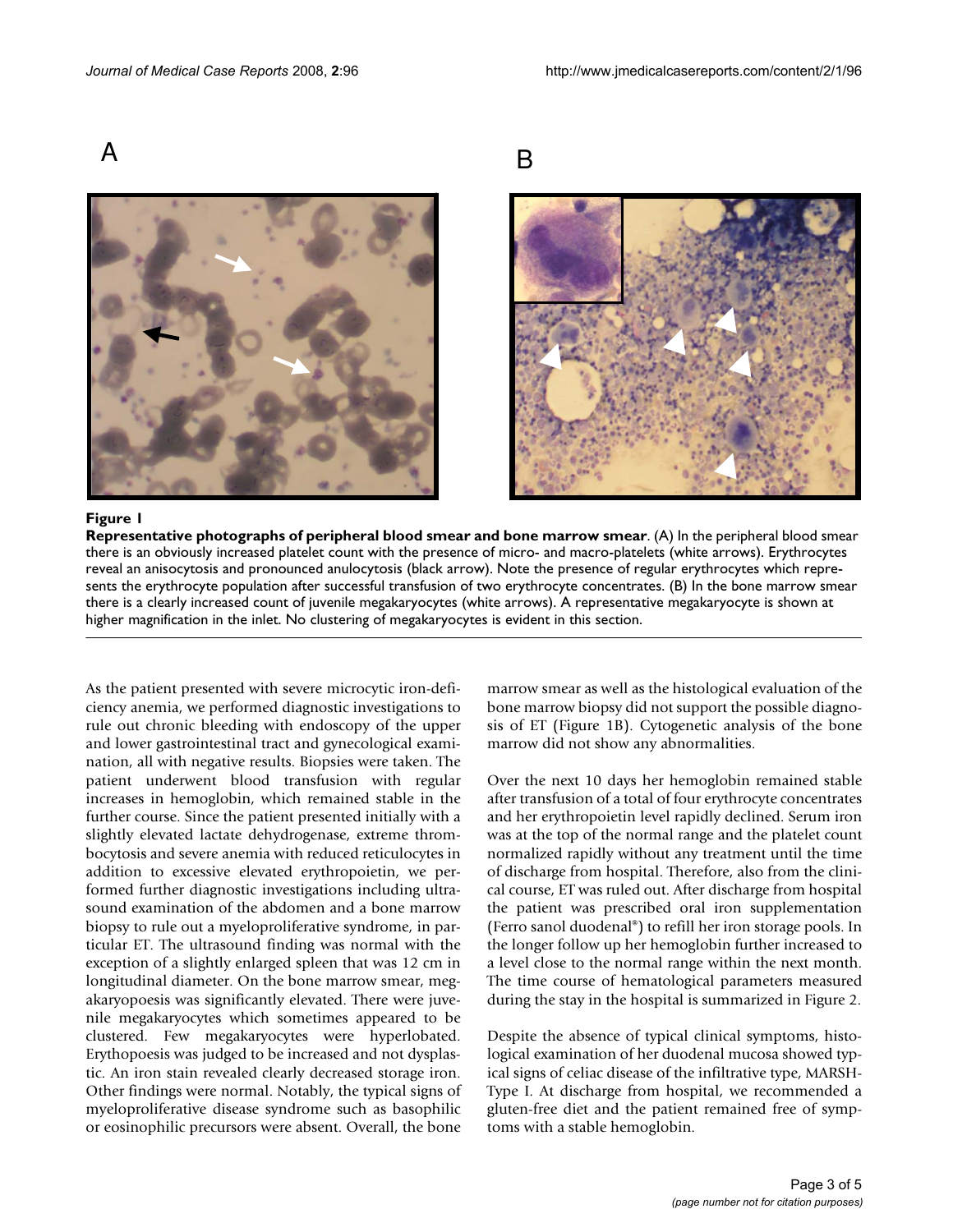**Figure 1**

**Representative photographs of peripheral blood smear and bone marrow smear**. (A) In the peripheral blood smear there is an obviously increased platelet count with the presence of micro- and macro-platelets (white arrows). Erythrocytes reveal an anisocytosis and pronounced anulocytosis (black arrow). Note the presence of regular erythrocytes which represents the erythrocyte population after successful transfusion of two erythrocyte concentrates. (B) In the bone marrow smear there is a clearly increased count of juvenile megakaryocytes (white arrows). A representative megakaryocyte is shown at higher magnification in the inlet. No clustering of megakaryocytes is evident in this section.

As the patient presented with severe microcytic iron-deficiency anemia, we performed diagnostic investigations to rule out chronic bleeding with endoscopy of the upper and lower gastrointestinal tract and gynecological examination, all with negative results. Biopsies were taken. The patient underwent blood transfusion with regular increases in hemoglobin, which remained stable in the further course. Since the patient presented initially with a slightly elevated lactate dehydrogenase, extreme thrombocytosis and severe anemia with reduced reticulocytes in addition to excessive elevated erythropoietin, we performed further diagnostic investigations including ultrasound examination of the abdomen and a bone marrow biopsy to rule out a myeloproliferative syndrome, in particular ET. The ultrasound finding was normal with the exception of a slightly enlarged spleen that was 12 cm in longitudinal diameter. On the bone marrow smear, megakaryopoesis was significantly elevated. There were juvenile megakaryocytes which sometimes appeared to be clustered. Few megakaryocytes were hyperlobated. Erythopoesis was judged to be increased and not dysplastic. An iron stain revealed clearly decreased storage iron. Other findings were normal. Notably, the typical signs of myeloproliferative disease syndrome such as basophilic or eosinophilic precursors were absent. Overall, the bone marrow smear as well as the histological evaluation of the bone marrow biopsy did not support the possible diagnosis of ET (Figure 1B). Cytogenetic analysis of the bone marrow did not show any abnormalities.

Over the next 10 days her hemoglobin remained stable after transfusion of a total of four erythrocyte concentrates and her erythropoietin level rapidly declined. Serum iron was at the top of the normal range and the platelet count normalized rapidly without any treatment until the time of discharge from hospital. Therefore, also from the clinical course, ET was ruled out. After discharge from hospital the patient was prescribed oral iron supplementation (Ferro sanol duodenal®) to refill her iron storage pools. In the longer follow up her hemoglobin further increased to a level close to the normal range within the next month. The time course of hematological parameters measured during the stay in the hospital is summarized in Figure 2.

Despite the absence of typical clinical symptoms, histological examination of her duodenal mucosa showed typical signs of celiac disease of the infiltrative type, MARSH-Type I. At discharge from hospital, we recommended a gluten-free diet and the patient remained free of symptoms with a stable hemoglobin.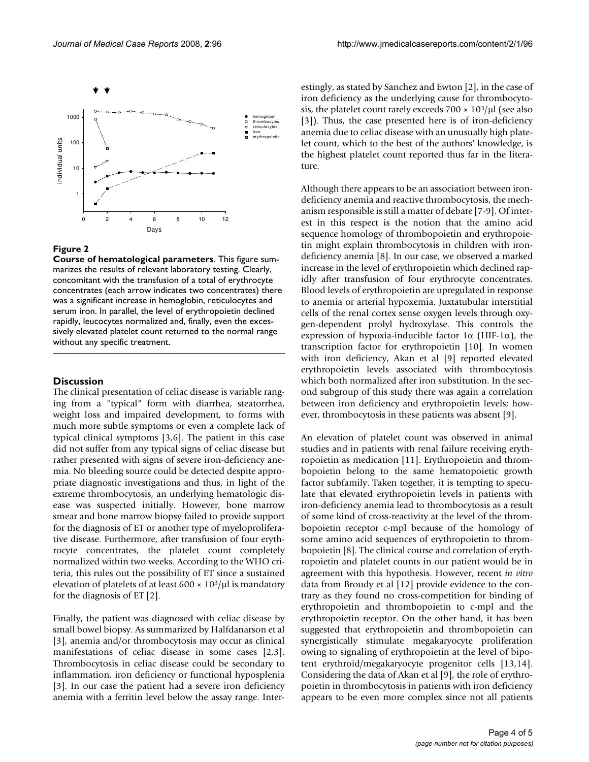**Figure 2**

**Course of hematological parameters**. This figure summarizes the results of relevant laboratory testing. Clearly, concomitant with the transfusion of a total of erythrocyte concentrates (each arrow indicates two concentrates) there was a significant increase in hemoglobin, reticulocytes and serum iron. In parallel, the level of erythropoietin declined rapidly, leucocytes normalized and, finally, even the excessively elevated platelet count returned to the normal range without any specific treatment.

## Discussion

The clinical presentation of celiac disease is variable ranging from a "typical" form with diarrhea, steatorrhea, weight loss and impaired development, to forms with much more subtle symptoms or even a complete lack of typical clinical symptoms [3,6]. The patient in this case did not suffer from any typical signs of celiac disease but rather presented with signs of severe iron-deficiency anemia. No bleeding source could be detected despite appropriate diagnostic investigations and thus, in light of the extreme thrombocytosis, an underlying hematologic disease was suspected initially. However, bone marrow smear and bone marrow biopsy failed to provide support for the diagnosis of ET or another type of myeloproliferative disease. Furthermore, after transfusion of four erythrocyte concentrates, the platelet count completely normalized within two weeks. According to the WHO criteria, this rules out the possibility of ET since a sustained elevation of platelets of at least $600 \times 10^3/\mu l$ is mandatory for the diagnosis of ET [2].

Finally, the patient was diagnosed with celiac disease by small bowel biopsy. As summarized by Halfdanarson et al [3], anemia and/or thrombocytosis may occur as clinical manifestations of celiac disease in some cases [2,3]. Thrombocytosis in celiac disease could be secondary to inflammation, iron deficiency or functional hyposplenia [3]. In our case the patient had a severe iron deficiency anemia with a ferritin level below the assay range. Interestingly, as stated by Sanchez and Ewton [2], in the case of iron deficiency as the underlying cause for thrombocytosis, the platelet count rarely exceeds $700 \times 10^3/\mu l$ (see also [3]). Thus, the case presented here is of iron-deficiency anemia due to celiac disease with an unusually high platelet count, which to the best of the authors' knowledge, is the highest platelet count reported thus far in the literature.

Although there appears to be an association between iron-deficiency anemia and reactive thrombocytosis, the mechanism responsible is still a matter of debate [7-9]. Of interest in this respect is the notion that the amino acid sequence homology of thrombopoietin and erythropoietin might explain thrombocytosis in children with iron-deficiency anemia [8]. In our case, we observed a marked increase in the level of erythropoietin which declined rapidly after transfusion of four erythrocyte concentrates. Blood levels of erythropoietin are upregulated in response to anemia or arterial hypoxemia. Juxtatubular interstitial cells of the renal cortex sense oxygen levels through oxygen-dependent prolyl hydroxylase. This controls the expression of hypoxia-inducible factor $1\alpha$ (HIF-$1\alpha$), the transcription factor for erythropoietin [10]. In women with iron deficiency, Akan et al [9] reported elevated erythropoietin levels associated with thrombocytosis which both normalized after iron substitution. In the second subgroup of this study there was again a correlation between iron deficiency and erythropoietin levels; however, thrombocytosis in these patients was absent [9].

An elevation of platelet count was observed in animal studies and in patients with renal failure receiving erythropoietin as medication [11]. Erythropoietin and thrombopoietin belong to the same hematopoietic growth factor subfamily. Taken together, it is tempting to speculate that elevated erythropoietin levels in patients with iron-deficiency anemia lead to thrombocytosis as a result of some kind of cross-reactivity at the level of the thrombopoietin receptor c-mpl because of the homology of some amino acid sequences of erythropoietin to thrombopoietin [8]. The clinical course and correlation of erythropoietin and platelet counts in our patient would be in agreement with this hypothesis. However, recent *in vitro* data from Broudy et al [12] provide evidence to the contrary as they found no cross-competition for binding of erythropoietin and thrombopoietin to c-mpl and the erythropoietin receptor. On the other hand, it has been suggested that erythropoietin and thrombopoietin can synergistically stimulate megakaryocyte proliferation owing to signaling of erythropoietin at the level of bipotent erythroid/megakaryocyte progenitor cells [13,14]. Considering the data of Akan et al [9], the role of erythropoietin in thrombocytosis in patients with iron deficiency appears to be even more complex since not all patients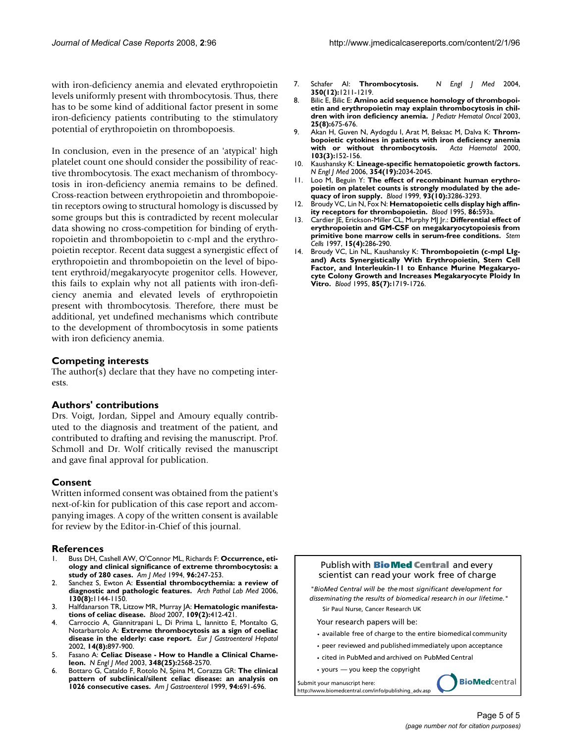with iron-deficiency anemia and elevated erythropoietin levels uniformly present with thrombocytosis. Thus, there has to be some kind of additional factor present in some iron-deficiency patients contributing to the stimulatory potential of erythropoietin on thrombopoesis.

In conclusion, even in the presence of an 'atypical' high platelet count one should consider the possibility of reactive thrombocytosis. The exact mechanism of thrombocytosis in iron-deficiency anemia remains to be defined. Cross-reaction between erythropoietin and thrombopoietin receptors owing to structural homology is discussed by some groups but this is contradicted by recent molecular data showing no cross-competition for binding of erythropoietin and thrombopoietin to c-mpl and the erythropoietin receptor. Recent data suggest a synergistic effect of erythropoietin and thrombopoietin on the level of bipotent erythroid/megakaryocyte progenitor cells. However, this fails to explain why not all patients with iron-deficiency anemia and elevated levels of erythropoietin present with thrombocytosis. Therefore, there must be additional, yet undefined mechanisms which contribute to the development of thrombocytosis in some patients with iron deficiency anemia.

## Competing interests

The author(s) declare that they have no competing interests.

## Authors' contributions

Drs. Voigt, Jordan, Sippel and Amoury equally contributed to the diagnosis and treatment of the patient, and contributed to drafting and revising the manuscript. Prof. Schmoll and Dr. Wolf critically revised the manuscript and gave final approval for publication.

## Consent

Written informed consent was obtained from the patient's next-of-kin for publication of this case report and accompanying images. A copy of the written consent is available for review by the Editor-in-Chief of this journal.

## References

1. Buss DH, Cashell AW, O'Connor ML, Richards F: **Occurrence, etiology and clinical significance of extreme thrombocytosis: a study of 280 cases.** *Am J Med* 1994, **96:**247-253.
2. Sanchez S, Ewton A: **Essential thrombocythemia: a review of diagnostic and pathologic features.** *Arch Pathol Lab Med* 2006, **130(8):**1144-1150.
3. Halfdanarson TR, Litzow MR, Murray JA: **Hematologic manifestations of celiac disease.** *Blood* 2007, **109(2):**412-421.
4. Carroccio A, Giannitrapani L, Di Prima L, Iannitto E, Montalto G, Notarbartolo A: **Extreme thrombocytosis as a sign of coeliac disease in the elderly: case report.** *Eur J Gastroenterol Hepatol* 2002, **14(8):**897-900.
5. Fasano A: **Celiac Disease - How to Handle a Clinical Chameleon.** *N Engl J Med* 2003, **348(25):**2568-2570.
6. Bottaro G, Cataldo F, Rotolo N, Spina M, Corazza GR: **The clinical pattern of subclinical/silent celiac disease: an analysis on 1026 consecutive cases.** *Am J Gastroenterol* 1999, **94:**691-696.
7. Schafer AI: **Thrombocytosis.** *N Engl J Med* 2004, **350(12):**1211-1219.
8. Bilic E, Bilic E: **Amino acid sequence homology of thrombopoietin and erythropoietin may explain thrombocytosis in children with iron deficiency anemia.** *J Pediatr Hematol Oncol* 2003, **25(8):**675-676.
9. Akan H, Guven N, Aydogdu I, Arat M, Beksac M, Dalva K: **Thrombopoietic cytokines in patients with iron deficiency anemia with or without thrombocytosis.** *Acta Haematol* 2000, **103(3):**152-156.
10. Kaushansky K: **Lineage-specific hematopoietic growth factors.** *N Engl J Med* 2006, **354(19):**2034-2045.
11. Loo M, Beguin Y: **The effect of recombinant human erythropoietin on platelet counts is strongly modulated by the adequacy of iron supply.** *Blood* 1999, **93(10):**3286-3293.
12. Broudy VC, Lin N, Fox N: **Hematopoietic cells display high affinity receptors for thrombopoietin.** *Blood* 1995, **86:**593a.
13. Cardier JE, Erickson-Miller CL, Murphy MJ Jr.: **Differential effect of erythropoietin and GM-CSF on megakaryocytopoiesis from primitive bone marrow cells in serum-free conditions.** *Stem Cells* 1997, **15(4):**286-290.
14. Broudy VC, Lin NL, Kaushansky K: **Thrombopoietin (c-mpl LIgand) Acts Synergistically With Erythropoietin, Stem Cell Factor, and Interleukin-11 to Enhance Murine Megakaryocyte Colony Growth and Increases Megakaryocyte Ploidy In Vitro.** *Blood* 1995, **85(7):**1719-1726.

Publish with **BioMed Central** and every scientist can read your work free of charge

*"BioMed Central will be the most significant development for disseminating the results of biomedical research in our lifetime."*
Sir Paul Nurse, Cancer Research UK

Your research papers will be:

- available free of charge to the entire biomedical community
- peer reviewed and published immediately upon acceptance
- cited in PubMed and archived on PubMed Central
- yours — you keep the copyright

Submit your manuscript here:
http://www.biomedcentral.com/info/publishing_adv.asp

BioMedcentral